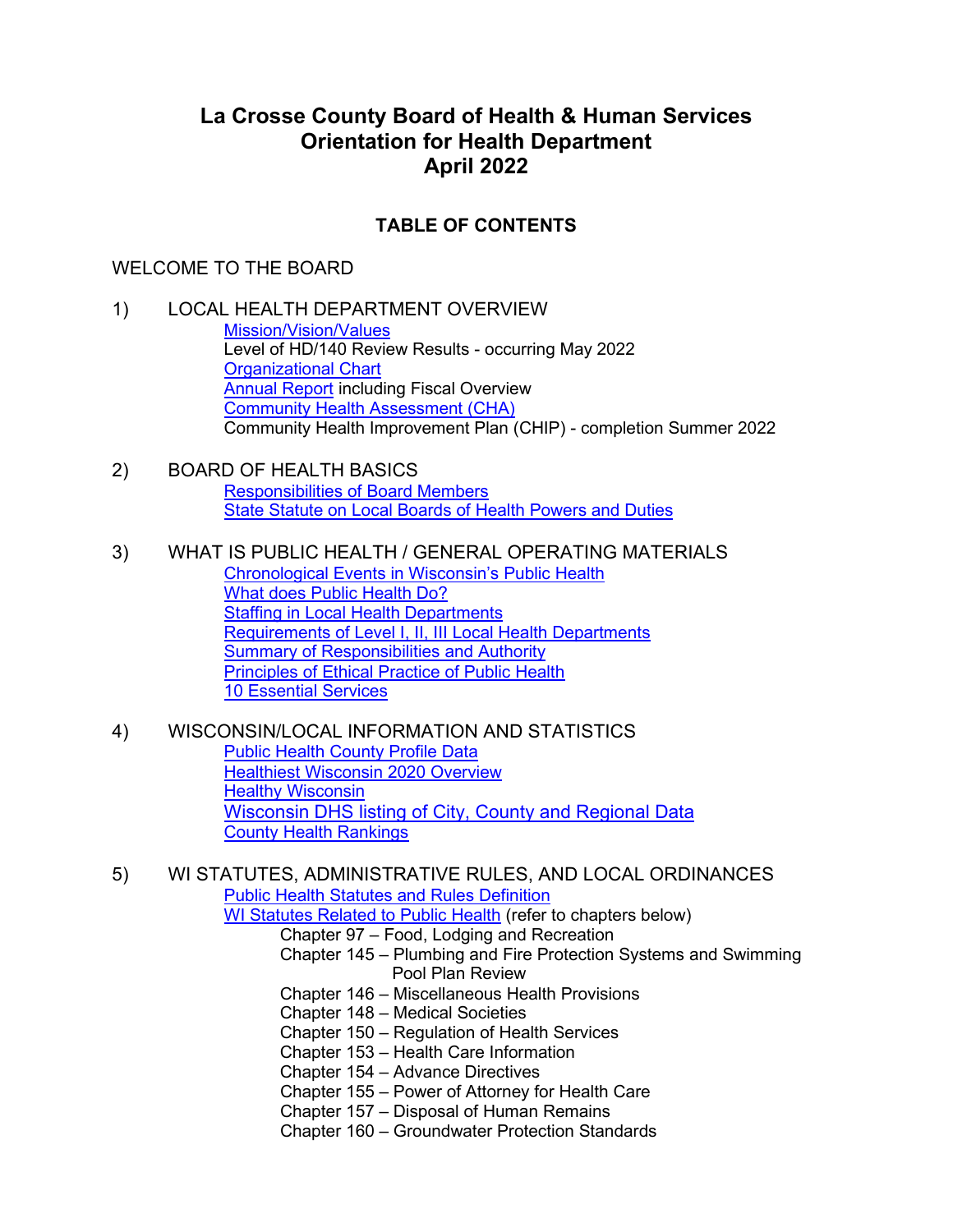# La Crosse County Board of Health & Human Services
# Orientation for Health Department
# April 2022

## TABLE OF CONTENTS

WELCOME TO THE BOARD

1) LOCAL HEALTH DEPARTMENT OVERVIEW
   - Mission/Vision/Values
   - Level of HD/140 Review Results - occurring May 2022
   - Organizational Chart
   - Annual Report including Fiscal Overview
   - Community Health Assessment (CHA)
   - Community Health Improvement Plan (CHIP) - completion Summer 2022

2) BOARD OF HEALTH BASICS
   - Responsibilities of Board Members
   - State Statute on Local Boards of Health Powers and Duties

3) WHAT IS PUBLIC HEALTH / GENERAL OPERATING MATERIALS
   - Chronological Events in Wisconsin's Public Health
   - What does Public Health Do?
   - Staffing in Local Health Departments
   - Requirements of Level I, II, III Local Health Departments
   - Summary of Responsibilities and Authority
   - Principles of Ethical Practice of Public Health
   - 10 Essential Services

4) WISCONSIN/LOCAL INFORMATION AND STATISTICS
   - Public Health County Profile Data
   - Healthiest Wisconsin 2020 Overview
   - Healthy Wisconsin
   - Wisconsin DHS listing of City, County and Regional Data
   - County Health Rankings

5) WI STATUTES, ADMINISTRATIVE RULES, AND LOCAL ORDINANCES
   - Public Health Statutes and Rules Definition
   - WI Statutes Related to Public Health (refer to chapters below)
     - Chapter 97 – Food, Lodging and Recreation
     - Chapter 145 – Plumbing and Fire Protection Systems and Swimming Pool Plan Review
     - Chapter 146 – Miscellaneous Health Provisions
     - Chapter 148 – Medical Societies
     - Chapter 150 – Regulation of Health Services
     - Chapter 153 – Health Care Information
     - Chapter 154 – Advance Directives
     - Chapter 155 – Power of Attorney for Health Care
     - Chapter 157 – Disposal of Human Remains
     - Chapter 160 – Groundwater Protection Standards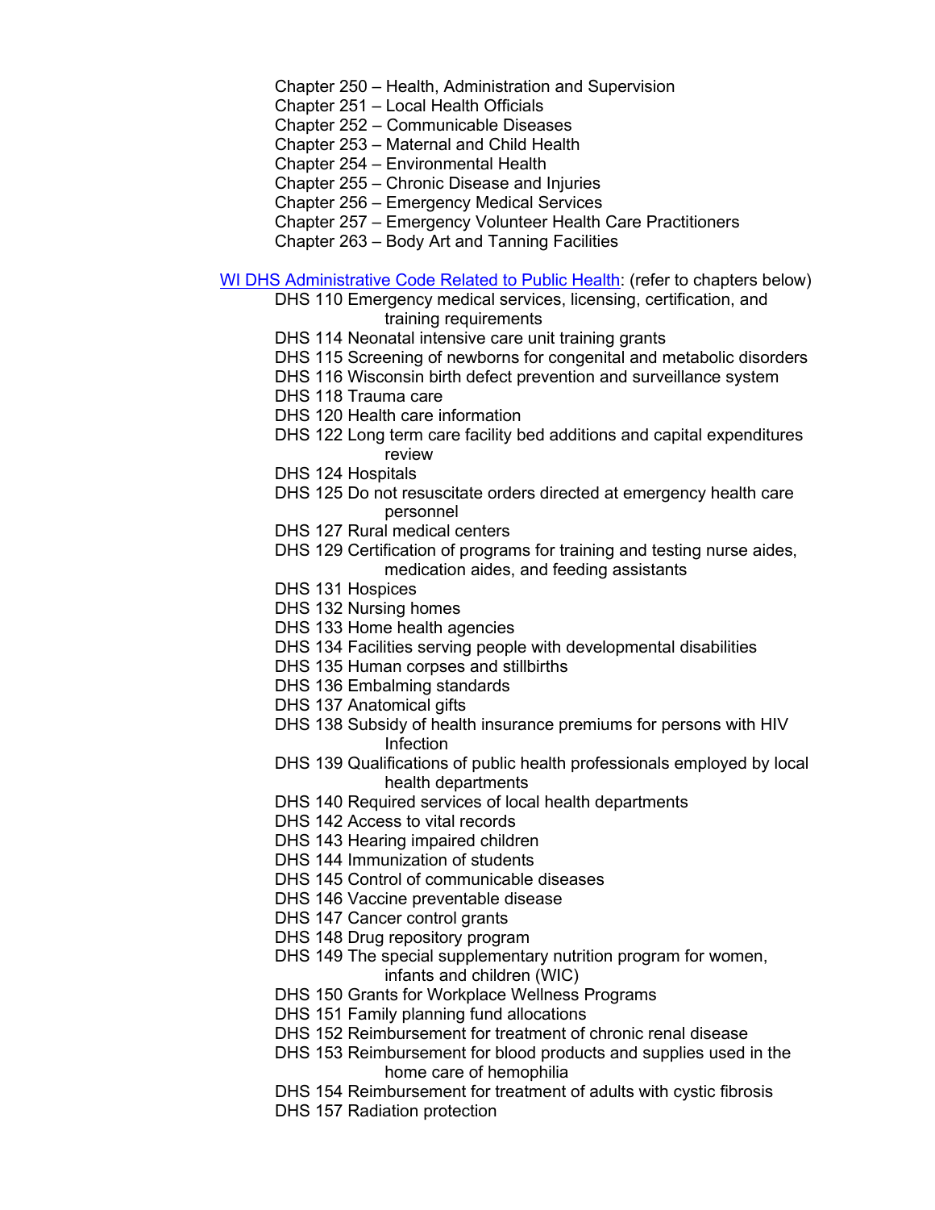- Chapter 250 – Health, Administration and Supervision
- Chapter 251 – Local Health Officials
- Chapter 252 – Communicable Diseases
- Chapter 253 – Maternal and Child Health
- Chapter 254 – Environmental Health
- Chapter 255 – Chronic Disease and Injuries
- Chapter 256 – Emergency Medical Services
- Chapter 257 – Emergency Volunteer Health Care Practitioners
- Chapter 263 – Body Art and Tanning Facilities

[WI DHS Administrative Code Related to Public Health]: (refer to chapters below)

- DHS 110 Emergency medical services, licensing, certification, and training requirements
- DHS 114 Neonatal intensive care unit training grants
- DHS 115 Screening of newborns for congenital and metabolic disorders
- DHS 116 Wisconsin birth defect prevention and surveillance system
- DHS 118 Trauma care
- DHS 120 Health care information
- DHS 122 Long term care facility bed additions and capital expenditures review
- DHS 124 Hospitals
- DHS 125 Do not resuscitate orders directed at emergency health care personnel
- DHS 127 Rural medical centers
- DHS 129 Certification of programs for training and testing nurse aides, medication aides, and feeding assistants
- DHS 131 Hospices
- DHS 132 Nursing homes
- DHS 133 Home health agencies
- DHS 134 Facilities serving people with developmental disabilities
- DHS 135 Human corpses and stillbirths
- DHS 136 Embalming standards
- DHS 137 Anatomical gifts
- DHS 138 Subsidy of health insurance premiums for persons with HIV Infection
- DHS 139 Qualifications of public health professionals employed by local health departments
- DHS 140 Required services of local health departments
- DHS 142 Access to vital records
- DHS 143 Hearing impaired children
- DHS 144 Immunization of students
- DHS 145 Control of communicable diseases
- DHS 146 Vaccine preventable disease
- DHS 147 Cancer control grants
- DHS 148 Drug repository program
- DHS 149 The special supplementary nutrition program for women, infants and children (WIC)
- DHS 150 Grants for Workplace Wellness Programs
- DHS 151 Family planning fund allocations
- DHS 152 Reimbursement for treatment of chronic renal disease
- DHS 153 Reimbursement for blood products and supplies used in the home care of hemophilia
- DHS 154 Reimbursement for treatment of adults with cystic fibrosis
- DHS 157 Radiation protection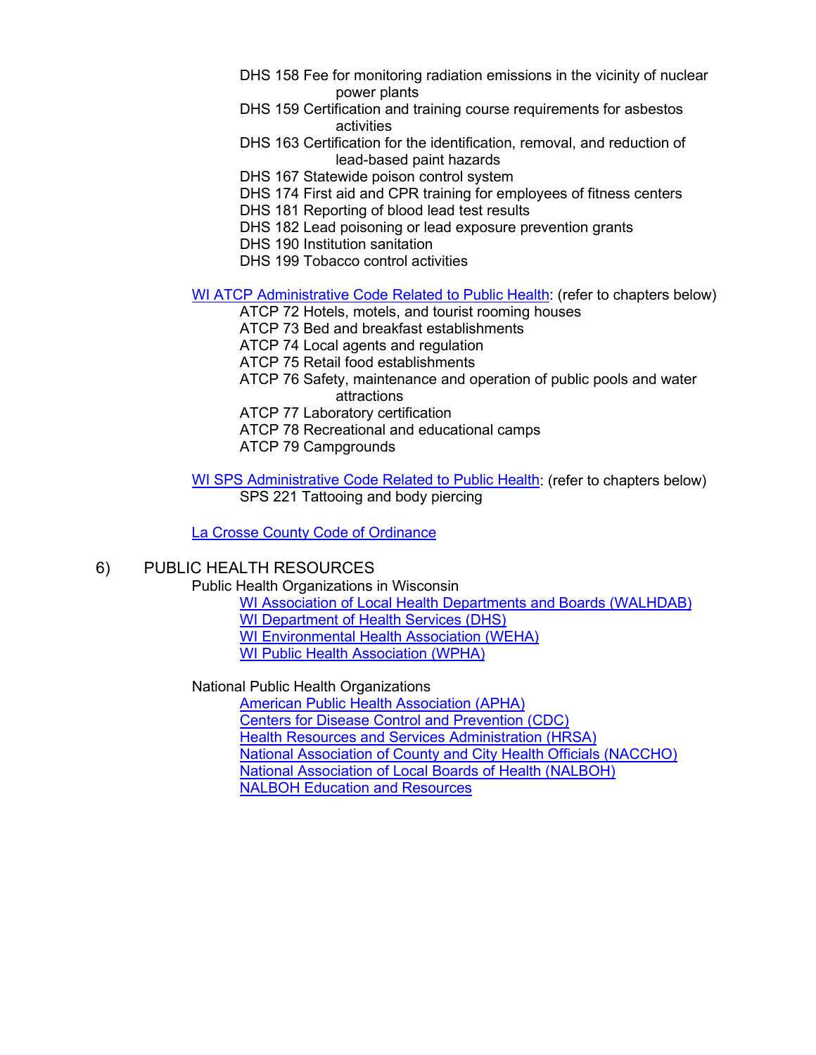- DHS 158 Fee for monitoring radiation emissions in the vicinity of nuclear power plants
- DHS 159 Certification and training course requirements for asbestos activities
- DHS 163 Certification for the identification, removal, and reduction of lead-based paint hazards
- DHS 167 Statewide poison control system
- DHS 174 First aid and CPR training for employees of fitness centers
- DHS 181 Reporting of blood lead test results
- DHS 182 Lead poisoning or lead exposure prevention grants
- DHS 190 Institution sanitation
- DHS 199 Tobacco control activities

WI ATCP Administrative Code Related to Public Health: (refer to chapters below)

- ATCP 72 Hotels, motels, and tourist rooming houses
- ATCP 73 Bed and breakfast establishments
- ATCP 74 Local agents and regulation
- ATCP 75 Retail food establishments
- ATCP 76 Safety, maintenance and operation of public pools and water attractions
- ATCP 77 Laboratory certification
- ATCP 78 Recreational and educational camps
- ATCP 79 Campgrounds

WI SPS Administrative Code Related to Public Health: (refer to chapters below)

- SPS 221 Tattooing and body piercing

La Crosse County Code of Ordinance

## 6) PUBLIC HEALTH RESOURCES

Public Health Organizations in Wisconsin

- WI Association of Local Health Departments and Boards (WALHDAB)
- WI Department of Health Services (DHS)
- WI Environmental Health Association (WEHA)
- WI Public Health Association (WPHA)

National Public Health Organizations

- American Public Health Association (APHA)
- Centers for Disease Control and Prevention (CDC)
- Health Resources and Services Administration (HRSA)
- National Association of County and City Health Officials (NACCHO)
- National Association of Local Boards of Health (NALBOH)
- NALBOH Education and Resources